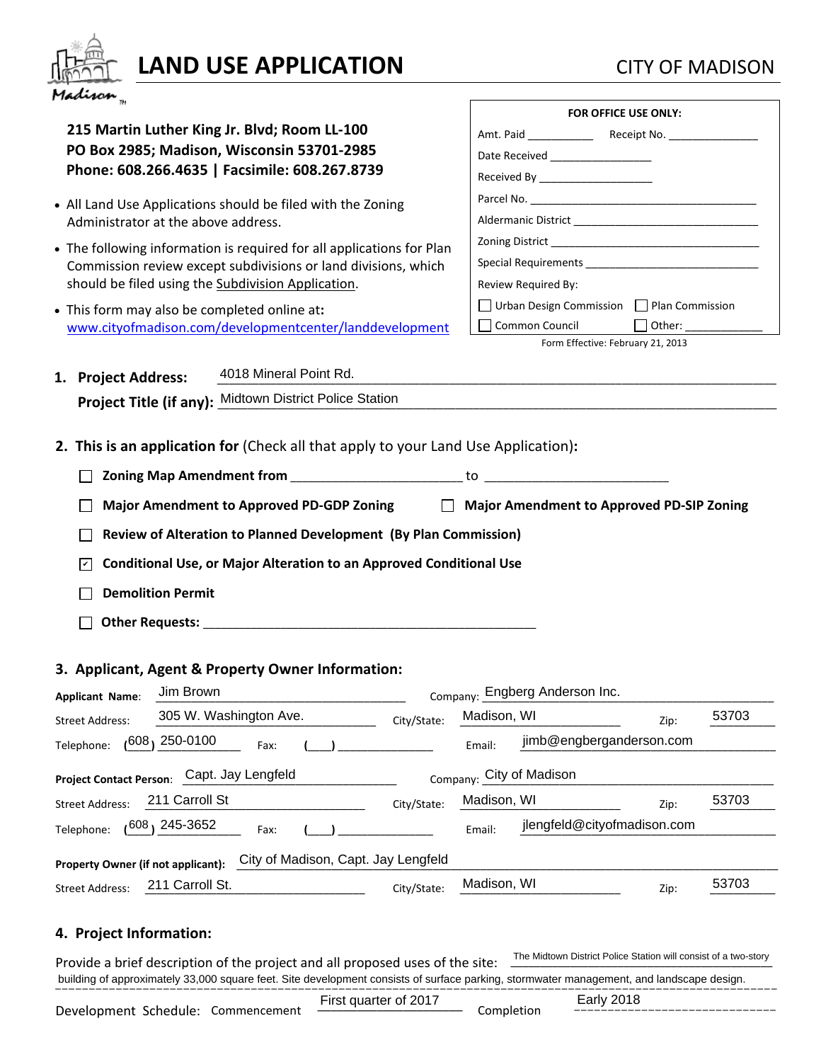# LAND USE APPLICATION

CITY OF MADISON

**215 Martin Luther King Jr. Blvd; Room LL-100**
**PO Box 2985; Madison, Wisconsin 53701-2985**
**Phone: 608.266.4635 | Facsimile: 608.267.8739**

- All Land Use Applications should be filed with the Zoning Administrator at the above address.
- The following information is required for all applications for Plan Commission review except subdivisions or land divisions, which should be filed using the Subdivision Application.
- This form may also be completed online at: www.cityofmadison.com/developmentcenter/landdevelopment

**FOR OFFICE USE ONLY:**

Amt. Paid ________ Receipt No. ____________

Date Received ______________

Received By ______________

Parcel No. ______________________________

Aldermanic District ______________________

Zoning District __________________________

Special Requirements _____________________

Review Required By:

☐ Urban Design Commission ☐ Plan Commission

☐ Common Council ☐ Other: ________

Form Effective: February 21, 2013

**1. Project Address:** 4018 Mineral Point Rd.

**Project Title (if any):** Midtown District Police Station

**2. This is an application for** (Check all that apply to your Land Use Application)**:**

- ☐ **Zoning Map Amendment from** ____________________ to ____________________
- ☐ **Major Amendment to Approved PD-GDP Zoning**
- ☐ **Major Amendment to Approved PD-SIP Zoning**
- ☐ **Review of Alteration to Planned Development (By Plan Commission)**
- ☑ **Conditional Use, or Major Alteration to an Approved Conditional Use**
- ☐ **Demolition Permit**
- ☐ **Other Requests:** ________________________________________

**3. Applicant, Agent & Property Owner Information:**

**Applicant Name:** Jim Brown Company: Engberg Anderson Inc.

Street Address: 305 W. Washington Ave. City/State: Madison, WI Zip: 53703

Telephone: (608) 250-0100 Fax: (___) __________ Email: jimb@engberganderson.com

**Project Contact Person:** Capt. Jay Lengfeld Company: City of Madison

Street Address: 211 Carroll St City/State: Madison, WI Zip: 53703

Telephone: (608) 245-3652 Fax: (___) __________ Email: jlengfeld@cityofmadison.com

**Property Owner (if not applicant):** City of Madison, Capt. Jay Lengfeld

Street Address: 211 Carroll St. City/State: Madison, WI Zip: 53703

**4. Project Information:**

Provide a brief description of the project and all proposed uses of the site: The Midtown District Police Station will consist of a two-story building of approximately 33,000 square feet. Site development consists of surface parking, stormwater management, and landscape design.

Development Schedule: Commencement First quarter of 2017 Completion Early 2018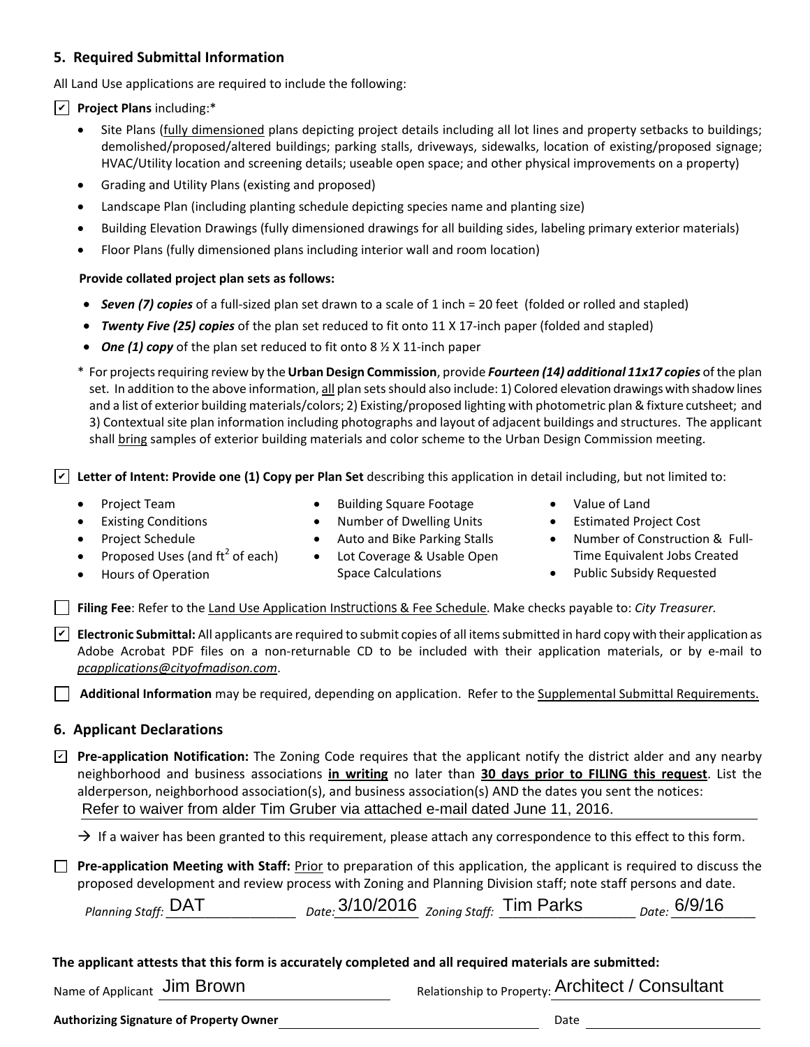## 5. Required Submittal Information

All Land Use applications are required to include the following:

☑ **Project Plans** including:*

- Site Plans (fully dimensioned plans depicting project details including all lot lines and property setbacks to buildings; demolished/proposed/altered buildings; parking stalls, driveways, sidewalks, location of existing/proposed signage; HVAC/Utility location and screening details; useable open space; and other physical improvements on a property)
- Grading and Utility Plans (existing and proposed)
- Landscape Plan (including planting schedule depicting species name and planting size)
- Building Elevation Drawings (fully dimensioned drawings for all building sides, labeling primary exterior materials)
- Floor Plans (fully dimensioned plans including interior wall and room location)

**Provide collated project plan sets as follows:**

- ***Seven (7) copies*** of a full-sized plan set drawn to a scale of 1 inch = 20 feet (folded or rolled and stapled)
- ***Twenty Five (25) copies*** of the plan set reduced to fit onto 11 X 17-inch paper (folded and stapled)
- ***One (1) copy*** of the plan set reduced to fit onto 8 ½ X 11-inch paper

\* For projects requiring review by the **Urban Design Commission**, provide ***Fourteen (14) additional 11x17 copies*** of the plan set. In addition to the above information, all plan sets should also include: 1) Colored elevation drawings with shadow lines and a list of exterior building materials/colors; 2) Existing/proposed lighting with photometric plan & fixture cutsheet; and 3) Contextual site plan information including photographs and layout of adjacent buildings and structures. The applicant shall bring samples of exterior building materials and color scheme to the Urban Design Commission meeting.

☑ **Letter of Intent: Provide one (1) Copy per Plan Set** describing this application in detail including, but not limited to:

- Project Team
- Existing Conditions
- Project Schedule
- Proposed Uses (and ft$^2$ of each)
- Hours of Operation
- Building Square Footage
- Number of Dwelling Units
- Auto and Bike Parking Stalls
- Lot Coverage & Usable Open Space Calculations
- Value of Land
- Estimated Project Cost
- Number of Construction & Full-Time Equivalent Jobs Created
- Public Subsidy Requested

☐ **Filing Fee**: Refer to the Land Use Application Instructions & Fee Schedule. Make checks payable to: *City Treasurer.*

☑ **Electronic Submittal:** All applicants are required to submit copies of all items submitted in hard copy with their application as Adobe Acrobat PDF files on a non-returnable CD to be included with their application materials, or by e-mail to *pcapplications@cityofmadison.com*.

☐ **Additional Information** may be required, depending on application. Refer to the Supplemental Submittal Requirements.

## 6. Applicant Declarations

☑ **Pre-application Notification:** The Zoning Code requires that the applicant notify the district alder and any nearby neighborhood and business associations **in writing** no later than **30 days prior to FILING this request**. List the alderperson, neighborhood association(s), and business association(s) AND the dates you sent the notices:
Refer to waiver from alder Tim Gruber via attached e-mail dated June 11, 2016.

→ If a waiver has been granted to this requirement, please attach any correspondence to this effect to this form.

☐ **Pre-application Meeting with Staff:** Prior to preparation of this application, the applicant is required to discuss the proposed development and review process with Zoning and Planning Division staff; note staff persons and date.

*Planning Staff:* DAT *Date:* 3/10/2016 *Zoning Staff:* Tim Parks *Date:* 6/9/16

**The applicant attests that this form is accurately completed and all required materials are submitted:**

Name of Applicant Jim Brown Relationship to Property: Architect / Consultant

**Authorizing Signature of Property Owner** ____________________ Date ____________________